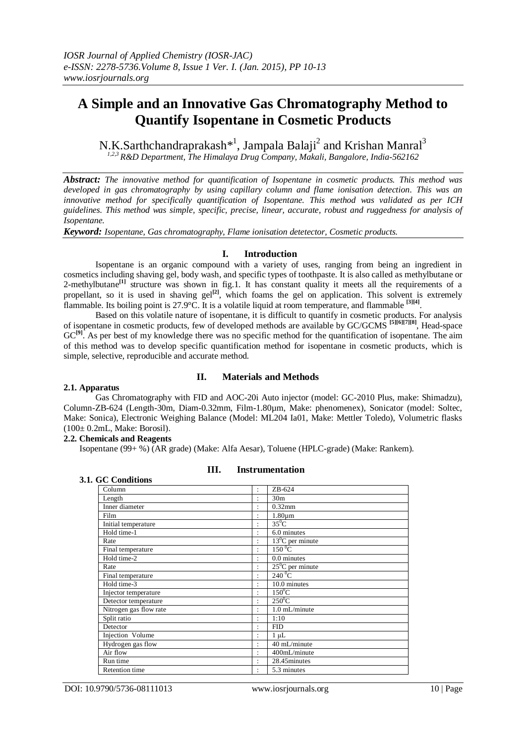*IOSR Journal of Applied Chemistry (IOSR-JAC)*
*e-ISSN: 2278-5736.Volume 8, Issue 1 Ver. I. (Jan. 2015), PP 10-13*
*www.iosrjournals.org*

# A Simple and an Innovative Gas Chromatography Method to Quantify Isopentane in Cosmetic Products

N.K.Sarthchandraprakash*[1], Jampala Balaji[2] and Krishan Manral[3]

*[1,2,3] R&D Department, The Himalaya Drug Company, Makali, Bangalore, India-562162*

***Abstract:*** *The innovative method for quantification of Isopentane in cosmetic products. This method was developed in gas chromatography by using capillary column and flame ionisation detection. This was an innovative method for specifically quantification of Isopentane. This method was validated as per ICH guidelines. This method was simple, specific, precise, linear, accurate, robust and ruggedness for analysis of Isopentane.*

***Keyword:*** *Isopentane, Gas chromatography, Flame ionisation detetector, Cosmetic products.*

## I. Introduction

Isopentane is an organic compound with a variety of uses, ranging from being an ingredient in cosmetics including shaving gel, body wash, and specific types of toothpaste. It is also called as methylbutane or 2-methylbutane[1] structure was shown in fig.1. It has constant quality it meets all the requirements of a propellant, so it is used in shaving gel[2], which foams the gel on application. This solvent is extremely flammable. Its boiling point is 27.9°C. It is a volatile liquid at room temperature, and flammable [3][4].

Based on this volatile nature of isopentane, it is difficult to quantify in cosmetic products. For analysis of isopentane in cosmetic products, few of developed methods are available by GC/GCMS [5][6][7][8], Head-space GC[9]. As per best of my knowledge there was no specific method for the quantification of isopentane. The aim of this method was to develop specific quantification method for isopentane in cosmetic products, which is simple, selective, reproducible and accurate method.

## II. Materials and Methods

### 2.1. Apparatus

Gas Chromatography with FID and AOC-20i Auto injector (model: GC-2010 Plus, make: Shimadzu), Column-ZB-624 (Length-30m, Diam-0.32mm, Film-1.80µm, Make: phenomenex), Sonicator (model: Soltec, Make: Sonica), Electronic Weighing Balance (Model: ML204 Ia01, Make: Mettler Toledo), Volumetric flasks (100± 0.2mL, Make: Borosil).

### 2.2. Chemicals and Reagents

Isopentane (99+ %) (AR grade) (Make: Alfa Aesar), Toluene (HPLC-grade) (Make: Rankem).

## III. Instrumentation

### 3.1. GC Conditions

| Column | : | ZB-624 |
|---|---|---|
| Length | : | 30m |
| Inner diameter | : | 0.32mm |
| Film | : | 1.80µm |
| Initial temperature | : | $35^0$C |
| Hold time-1 | : | 6.0 minutes |
| Rate | : | $13^0$C per minute |
| Final temperature | : | 150 $^0$C |
| Hold time-2 | : | 0.0 minutes |
| Rate | : | $25^0$C per minute |
| Final temperature | : | 240 $^0$C |
| Hold time-3 | : | 10.0 minutes |
| Injector temperature | : | $150^0$C |
| Detector temperature | : | $250^0$C |
| Nitrogen gas flow rate | : | 1.0 mL/minute |
| Split ratio | : | 1:10 |
| Detector | : | FID |
| Injection Volume | : | 1 µL |
| Hydrogen gas flow | : | 40 mL/minute |
| Air flow | : | 400mL/minute |
| Run time | : | 28.45minutes |
| Retention time | : | 5.3 minutes |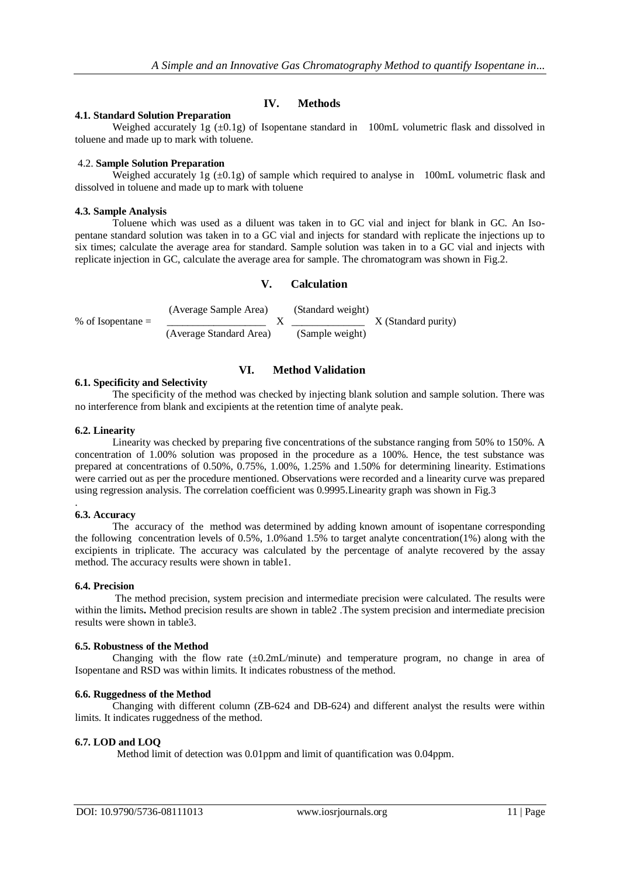## IV. Methods

### 4.1. Standard Solution Preparation

Weighed accurately 1g (±0.1g) of Isopentane standard in 100mL volumetric flask and dissolved in toluene and made up to mark with toluene.

### 4.2. Sample Solution Preparation

Weighed accurately 1g (±0.1g) of sample which required to analyse in 100mL volumetric flask and dissolved in toluene and made up to mark with toluene

### 4.3. Sample Analysis

Toluene which was used as a diluent was taken in to GC vial and inject for blank in GC. An Iso-pentane standard solution was taken in to a GC vial and injects for standard with replicate the injections up to six times; calculate the average area for standard. Sample solution was taken in to a GC vial and injects with replicate injection in GC, calculate the average area for sample. The chromatogram was shown in Fig.2.

## V. Calculation

$$\% \text{ of Isopentane} = \frac{\text{(Average Sample Area)}}{\text{(Average Standard Area)}} \times \frac{\text{(Standard weight)}}{\text{(Sample weight)}} \times \text{(Standard purity)}$$

## VI. Method Validation

### 6.1. Specificity and Selectivity

The specificity of the method was checked by injecting blank solution and sample solution. There was no interference from blank and excipients at the retention time of analyte peak.

### 6.2. Linearity

Linearity was checked by preparing five concentrations of the substance ranging from 50% to 150%. A concentration of 1.00% solution was proposed in the procedure as a 100%. Hence, the test substance was prepared at concentrations of 0.50%, 0.75%, 1.00%, 1.25% and 1.50% for determining linearity. Estimations were carried out as per the procedure mentioned. Observations were recorded and a linearity curve was prepared using regression analysis. The correlation coefficient was 0.9995.Linearity graph was shown in Fig.3

### 6.3. Accuracy

The accuracy of the method was determined by adding known amount of isopentane corresponding the following concentration levels of 0.5%, 1.0%and 1.5% to target analyte concentration(1%) along with the excipients in triplicate. The accuracy was calculated by the percentage of analyte recovered by the assay method. The accuracy results were shown in table1.

### 6.4. Precision

The method precision, system precision and intermediate precision were calculated. The results were within the limits**.** Method precision results are shown in table2 .The system precision and intermediate precision results were shown in table3.

### 6.5. Robustness of the Method

Changing with the flow rate (±0.2mL/minute) and temperature program, no change in area of Isopentane and RSD was within limits. It indicates robustness of the method.

### 6.6. Ruggedness of the Method

Changing with different column (ZB-624 and DB-624) and different analyst the results were within limits. It indicates ruggedness of the method.

### 6.7. LOD and LOQ

Method limit of detection was 0.01ppm and limit of quantification was 0.04ppm.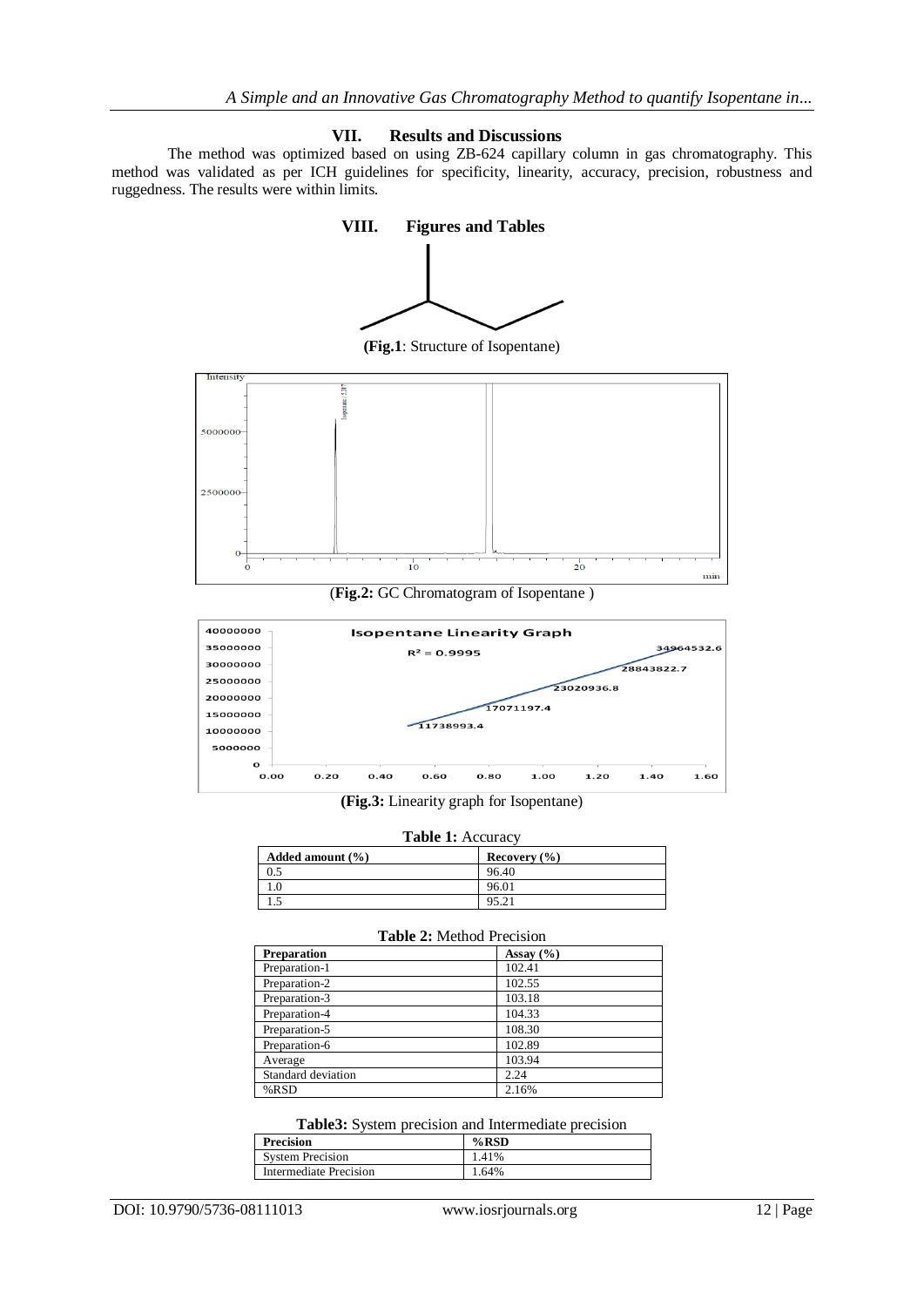## VII. Results and Discussions

The method was optimized based on using ZB-624 capillary column in gas chromatography. This method was validated as per ICH guidelines for specificity, linearity, accuracy, precision, robustness and ruggedness. The results were within limits.

## VIII. Figures and Tables

**(Fig.1**: Structure of Isopentane)

(**Fig.2:** GC Chromatogram of Isopentane )

**(Fig.3:** Linearity graph for Isopentane)

**Table 1:** Accuracy

| Added amount (%) | Recovery (%) |
|---|---|
| 0.5 | 96.40 |
| 1.0 | 96.01 |
| 1.5 | 95.21 |

**Table 2:** Method Precision

| Preparation | Assay (%) |
|---|---|
| Preparation-1 | 102.41 |
| Preparation-2 | 102.55 |
| Preparation-3 | 103.18 |
| Preparation-4 | 104.33 |
| Preparation-5 | 108.30 |
| Preparation-6 | 102.89 |
| Average | 103.94 |
| Standard deviation | 2.24 |
| %RSD | 2.16% |

**Table3:** System precision and Intermediate precision

| Precision | %RSD |
|---|---|
| System Precision | 1.41% |
| Intermediate Precision | 1.64% |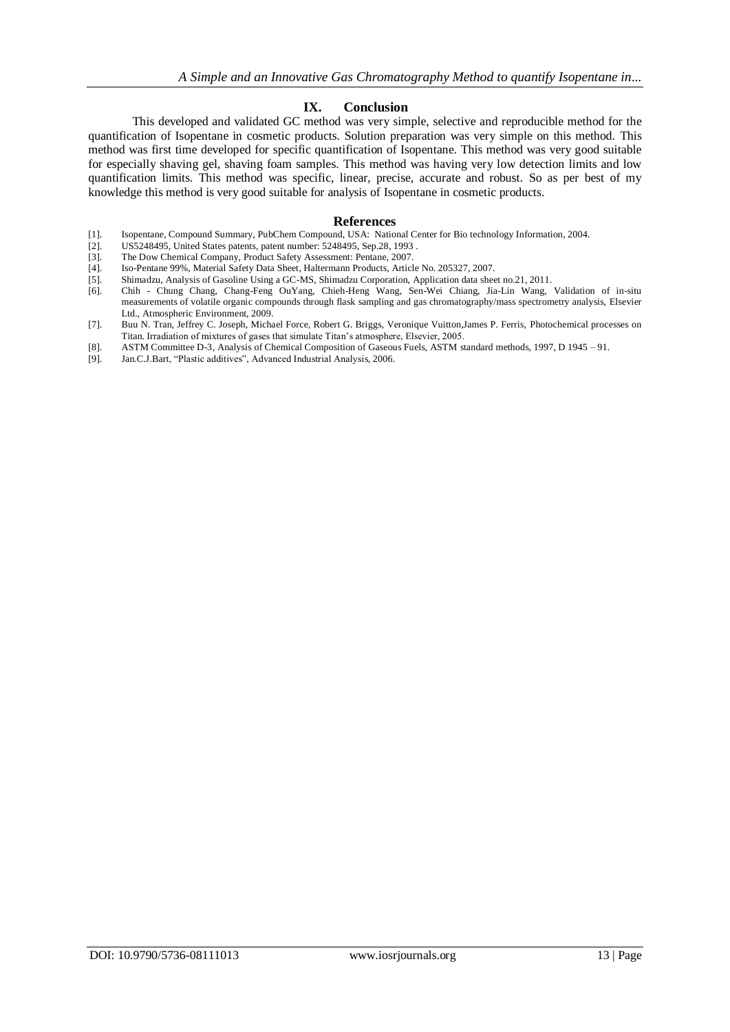## IX. Conclusion

This developed and validated GC method was very simple, selective and reproducible method for the quantification of Isopentane in cosmetic products. Solution preparation was very simple on this method. This method was first time developed for specific quantification of Isopentane. This method was very good suitable for especially shaving gel, shaving foam samples. This method was having very low detection limits and low quantification limits. This method was specific, linear, precise, accurate and robust. So as per best of my knowledge this method is very good suitable for analysis of Isopentane in cosmetic products.

## References

[1]. Isopentane, Compound Summary, PubChem Compound, USA: National Center for Bio technology Information, 2004.

[2]. US5248495, United States patents, patent number: 5248495, Sep.28, 1993 .

[3]. The Dow Chemical Company, Product Safety Assessment: Pentane, 2007.

[4]. Iso-Pentane 99%, Material Safety Data Sheet, Haltermann Products, Article No. 205327, 2007.

[5]. Shimadzu, Analysis of Gasoline Using a GC-MS, Shimadzu Corporation, Application data sheet no.21, 2011.

[6]. Chih - Chung Chang, Chang-Feng OuYang, Chieh-Heng Wang, Sen-Wei Chiang, Jia-Lin Wang, Validation of in-situ measurements of volatile organic compounds through flask sampling and gas chromatography/mass spectrometry analysis, Elsevier Ltd., Atmospheric Environment, 2009.

[7]. Buu N. Tran, Jeffrey C. Joseph, Michael Force, Robert G. Briggs, Veronique Vuitton,James P. Ferris, Photochemical processes on Titan. Irradiation of mixtures of gases that simulate Titan's atmosphere, Elsevier, 2005.

[8]. ASTM Committee D-3, Analysis of Chemical Composition of Gaseous Fuels, ASTM standard methods, 1997, D 1945 – 91.

[9]. Jan.C.J.Bart, "Plastic additives", Advanced Industrial Analysis, 2006.